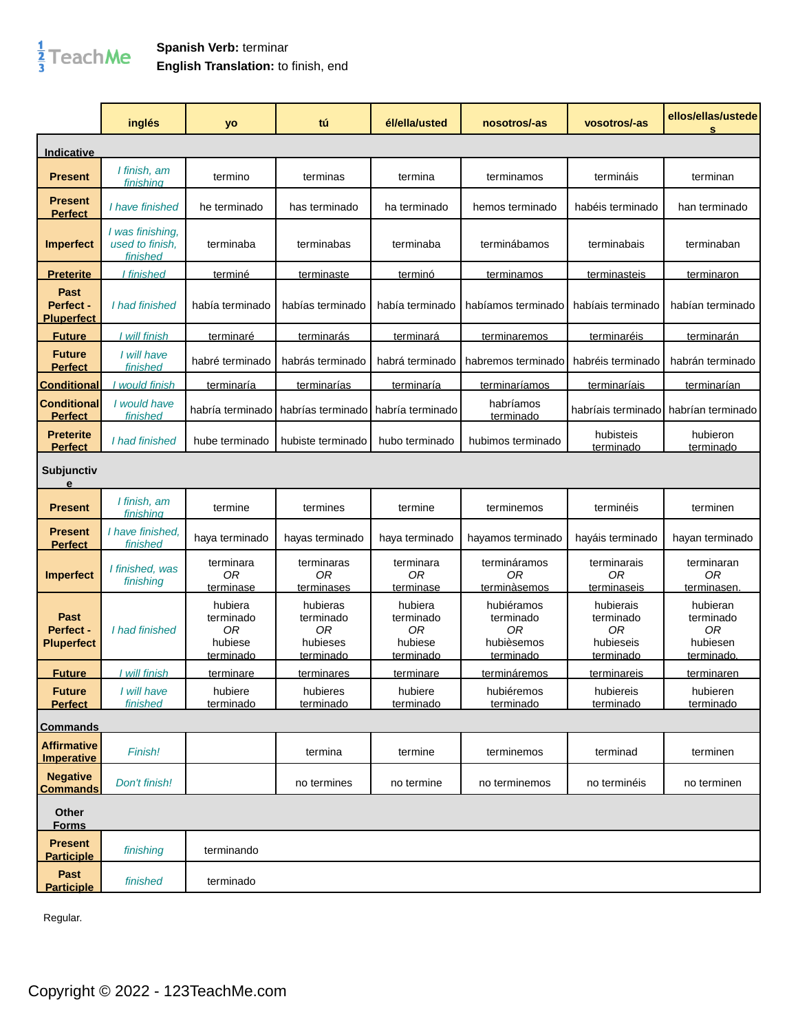**Spanish Verb:** terminar
**English Translation:** to finish, end

| | inglés | yo | tú | él/ella/usted | nosotros/-as | vosotros/-as | ellos/ellas/ustedes |
|---|---|---|---|---|---|---|---|
| **Indicative** | | | | | | | |
| **Present** | *I finish, am finishing* | termino | terminas | termina | terminamos | termináis | terminan |
| **Present Perfect** | *I have finished* | he terminado | has terminado | ha terminado | hemos terminado | habéis terminado | han terminado |
| **Imperfect** | *I was finishing, used to finish, finished* | terminaba | terminabas | terminaba | terminábamos | terminabais | terminaban |
| **Preterite** | *I finished* | terminé | terminaste | terminó | terminamos | terminasteis | terminaron |
| **Past Perfect - Pluperfect** | *I had finished* | había terminado | habías terminado | había terminado | habíamos terminado | habíais terminado | habían terminado |
| **Future** | *I will finish* | terminaré | terminarás | terminará | terminaremos | terminaréis | terminarán |
| **Future Perfect** | *I will have finished* | habré terminado | habrás terminado | habrá terminado | habremos terminado | habréis terminado | habrán terminado |
| **Conditional** | *I would finish* | terminaría | terminarías | terminaría | terminaríamos | terminaríais | terminarían |
| **Conditional Perfect** | *I would have finished* | habría terminado | habrías terminado | habría terminado | habríamos terminado | habríais terminado | habrían terminado |
| **Preterite Perfect** | *I had finished* | hube terminado | hubiste terminado | hubo terminado | hubimos terminado | hubisteis terminado | hubieron terminado |
| **Subjunctive** | | | | | | | |
| **Present** | *I finish, am finishing* | termine | termines | termine | terminemos | terminéis | terminen |
| **Present Perfect** | *I have finished, finished* | haya terminado | hayas terminado | haya terminado | hayamos terminado | hayáis terminado | hayan terminado |
| **Imperfect** | *I finished, was finishing* | terminara *OR* terminase | terminaras *OR* terminases | terminara *OR* terminase | termináramos *OR* terminàsemos | terminarais *OR* terminaseis | terminaran *OR* terminasen. |
| **Past Perfect - Pluperfect** | *I had finished* | hubiera terminado *OR* hubiese terminado | hubieras terminado *OR* hubieses terminado | hubiera terminado *OR* hubiese terminado | hubiéramos terminado *OR* hubièsemos terminado | hubierais terminado *OR* hubieseis terminado | hubieran terminado *OR* hubiesen terminado. |
| **Future** | *I will finish* | terminare | terminares | terminare | termináremos | terminareis | terminaren |
| **Future Perfect** | *I will have finished* | hubiere terminado | hubieres terminado | hubiere terminado | hubiéremos terminado | hubiereis terminado | hubieren terminado |
| **Commands** | | | | | | | |
| **Affirmative Imperative** | *Finish!* | | termina | termine | terminemos | terminad | terminen |
| **Negative Commands** | *Don't finish!* | | no termines | no termine | no terminemos | no terminéis | no terminen |
| **Other Forms** | | | | | | | |
| **Present Participle** | *finishing* | terminando | | | | | |
| **Past Participle** | *finished* | terminado | | | | | |

Regular.

Copyright © 2022 - 123TeachMe.com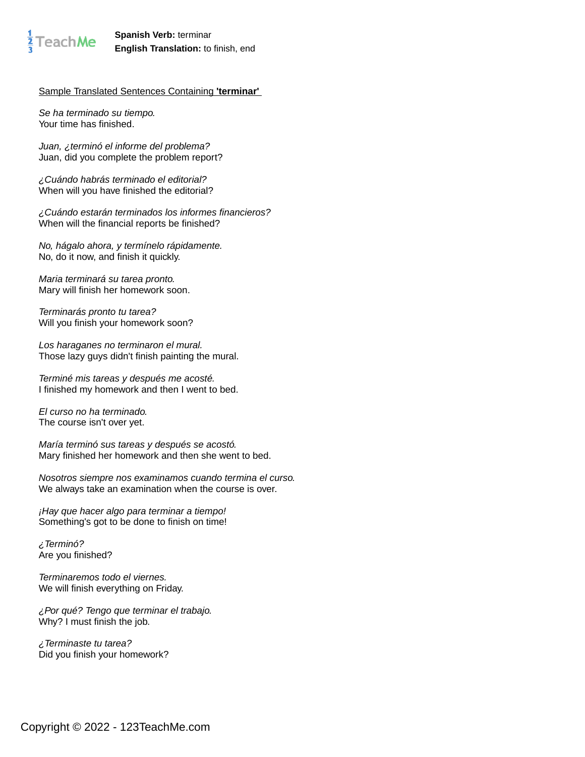**Spanish Verb:** terminar
**English Translation:** to finish, end

Sample Translated Sentences Containing **'terminar'**

*Se ha terminado su tiempo.*
Your time has finished.

*Juan, ¿terminó el informe del problema?*
Juan, did you complete the problem report?

*¿Cuándo habrás terminado el editorial?*
When will you have finished the editorial?

*¿Cuándo estarán terminados los informes financieros?*
When will the financial reports be finished?

*No, hágalo ahora, y termínelo rápidamente.*
No, do it now, and finish it quickly.

*Maria terminará su tarea pronto.*
Mary will finish her homework soon.

*Terminarás pronto tu tarea?*
Will you finish your homework soon?

*Los haraganes no terminaron el mural.*
Those lazy guys didn't finish painting the mural.

*Terminé mis tareas y después me acosté.*
I finished my homework and then I went to bed.

*El curso no ha terminado.*
The course isn't over yet.

*María terminó sus tareas y después se acostó.*
Mary finished her homework and then she went to bed.

*Nosotros siempre nos examinamos cuando termina el curso.*
We always take an examination when the course is over.

*¡Hay que hacer algo para terminar a tiempo!*
Something's got to be done to finish on time!

*¿Terminó?*
Are you finished?

*Terminaremos todo el viernes.*
We will finish everything on Friday.

*¿Por qué? Tengo que terminar el trabajo.*
Why? I must finish the job.

*¿Terminaste tu tarea?*
Did you finish your homework?

Copyright © 2022 - 123TeachMe.com